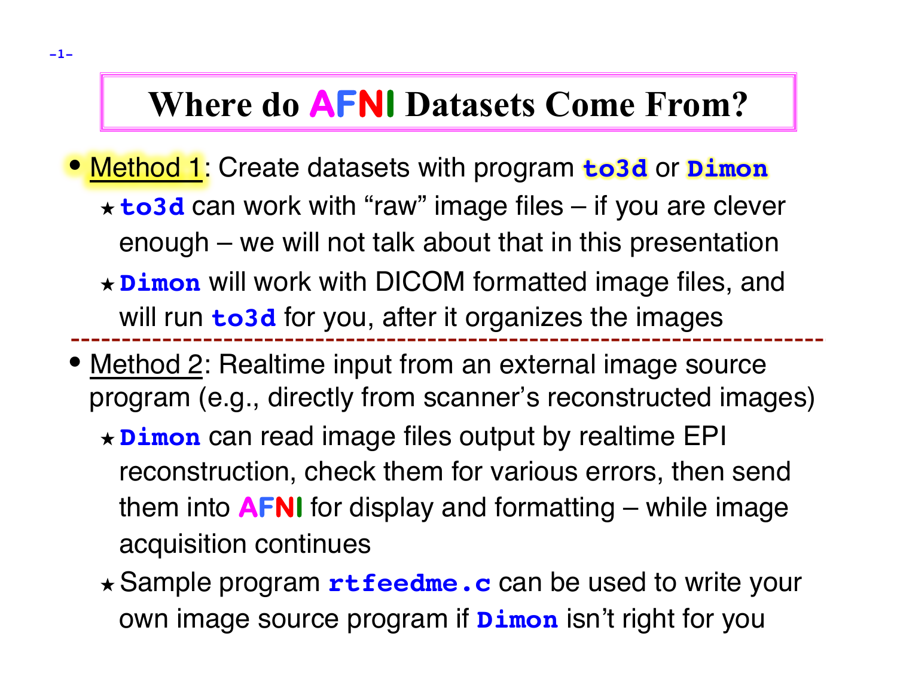# Where do AFNI Datasets Come From?

- Method 1: Create datasets with program **`to3d`** or **`Dimon`**
  - ⋆ **`to3d`** can work with "raw" image files – if you are clever enough – we will not talk about that in this presentation
  - ⋆ **`Dimon`** will work with DICOM formatted image files, and will run **`to3d`** for you, after it organizes the images

---

- Method 2: Realtime input from an external image source program (e.g., directly from scanner's reconstructed images)
  - ⋆ **`Dimon`** can read image files output by realtime EPI reconstruction, check them for various errors, then send them into AFNI for display and formatting – while image acquisition continues
  - ⋆ Sample program **`rtfeedme.c`** can be used to write your own image source program if **`Dimon`** isn't right for you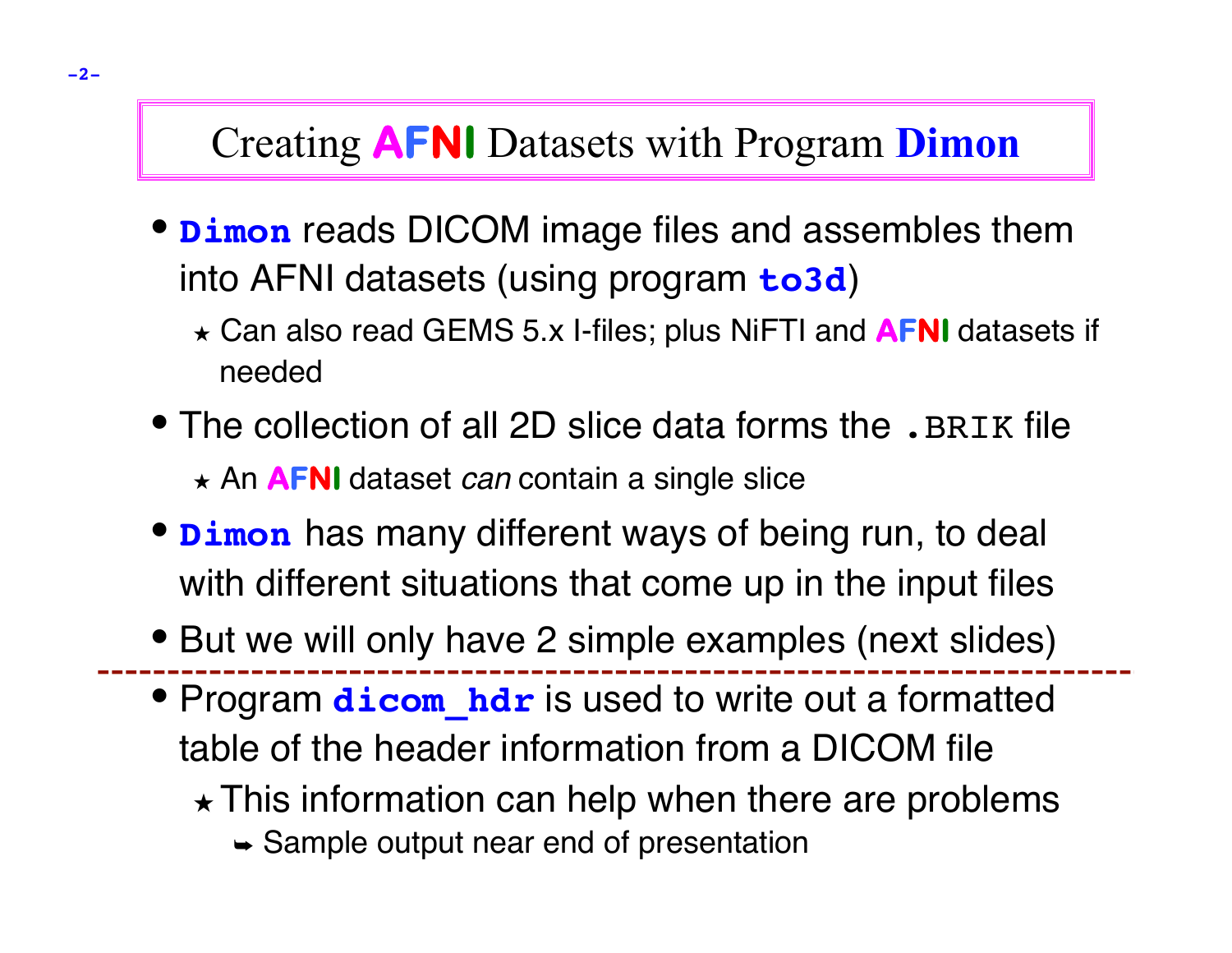# Creating AFNI Datasets with Program **Dimon**

- **`Dimon`** reads DICOM image files and assembles them into AFNI datasets (using program **`to3d`**)
  - ⋆ Can also read GEMS 5.x I-files; plus NiFTI and AFNI datasets if needed
- The collection of all 2D slice data forms the `.BRIK` file
  - ⋆ An AFNI dataset *can* contain a single slice
- **`Dimon`** has many different ways of being run, to deal with different situations that come up in the input files
- But we will only have 2 simple examples (next slides)

---

- Program **`dicom_hdr`** is used to write out a formatted table of the header information from a DICOM file
  - ⋆ This information can help when there are problems
    - ➥ Sample output near end of presentation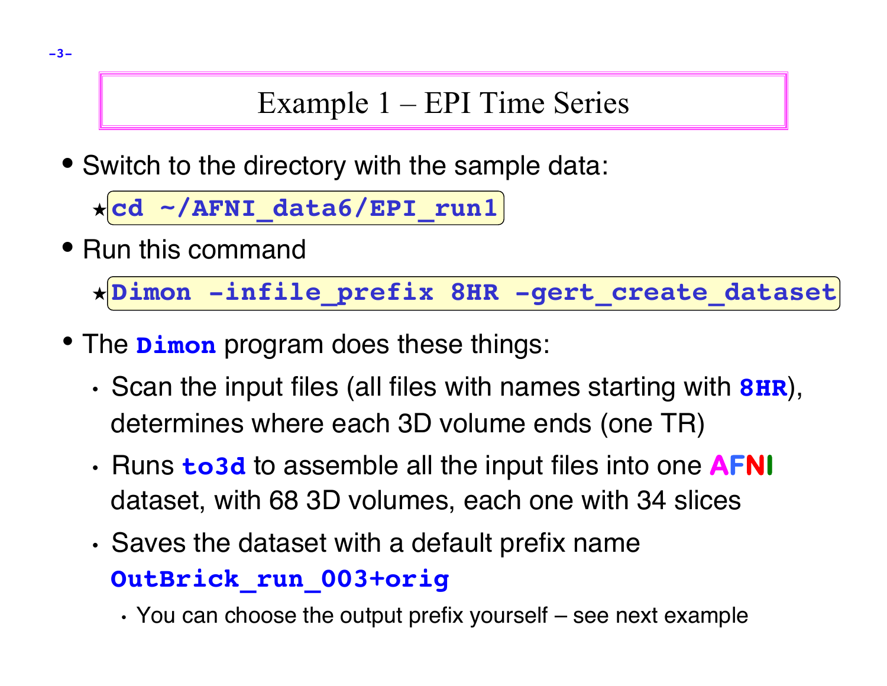# Example 1 – EPI Time Series

- Switch to the directory with the sample data:
  - ★ `cd ~/AFNI_data6/EPI_run1`
- Run this command
  - ★ `Dimon -infile_prefix 8HR -gert_create_dataset`
- The **`Dimon`** program does these things:
  - Scan the input files (all files with names starting with **`8HR`**), determines where each 3D volume ends (one TR)
  - Runs **`to3d`** to assemble all the input files into one **AFNI** dataset, with 68 3D volumes, each one with 34 slices
  - Saves the dataset with a default prefix name **`OutBrick_run_003+orig`**
    - You can choose the output prefix yourself – see next example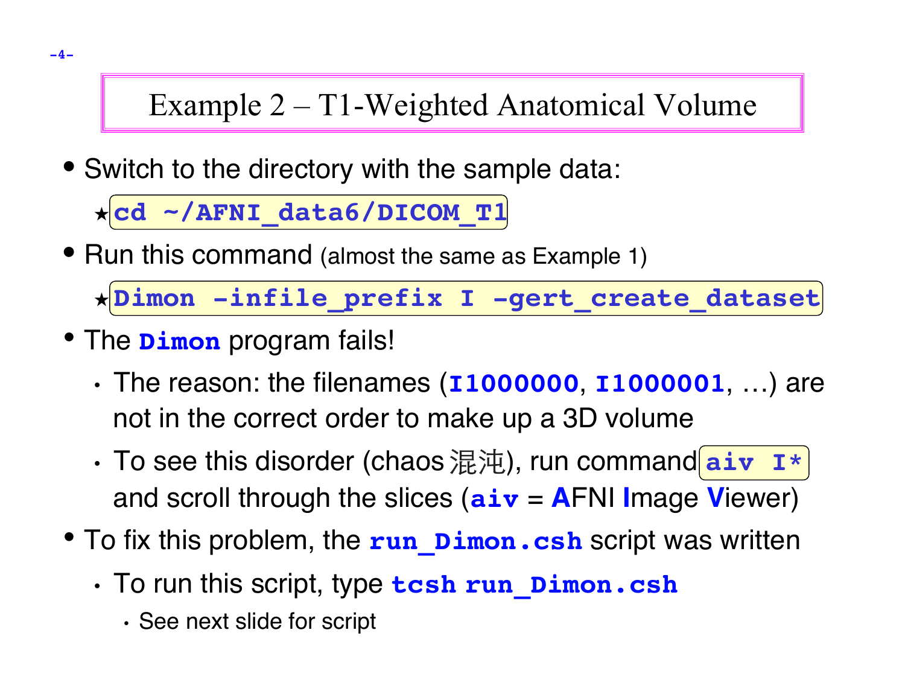# Example 2 – T1-Weighted Anatomical Volume

- Switch to the directory with the sample data:
  - ★ `cd ~/AFNI_data6/DICOM_T1`
- Run this command (almost the same as Example 1)
  - ★ `Dimon -infile_prefix I -gert_create_dataset`
- The **`Dimon`** program fails!
  - The reason: the filenames (**`I1000000`**, **`I1000001`**, …) are not in the correct order to make up a 3D volume
  - To see this disorder (chaos 混沌), run command `aiv I*` and scroll through the slices (**`aiv`** = **A**FNI **I**mage **V**iewer)
- To fix this problem, the **`run_Dimon.csh`** script was written
  - To run this script, type **`tcsh run_Dimon.csh`**
    - See next slide for script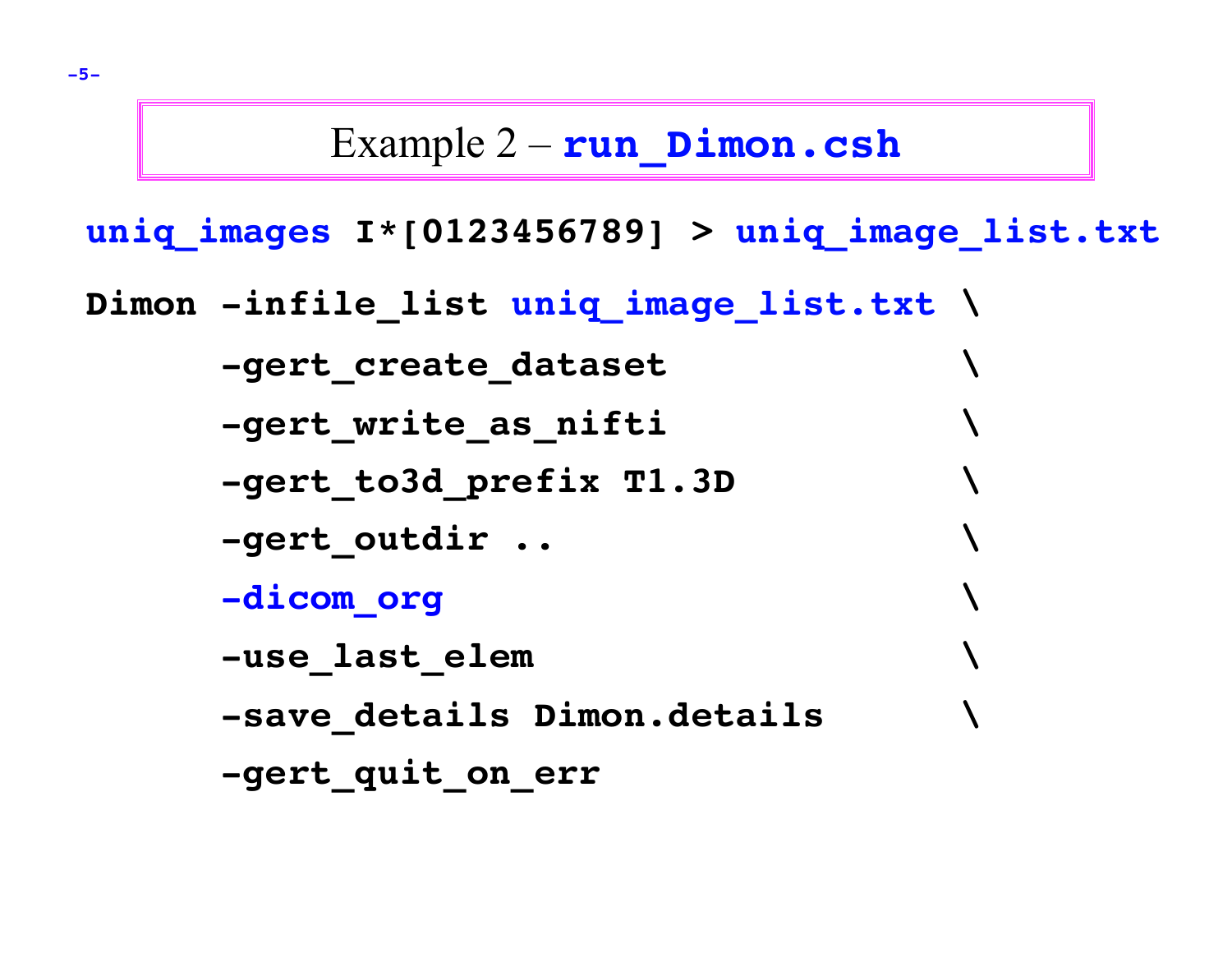# Example 2 – run_Dimon.csh

```
uniq_images I*[0123456789] > uniq_image_list.txt

Dimon -infile_list uniq_image_list.txt \
      -gert_create_dataset             \
      -gert_write_as_nifti             \
      -gert_to3d_prefix T1.3D          \
      -gert_outdir ..                  \
      -dicom_org                       \
      -use_last_elem                   \
      -save_details Dimon.details      \
      -gert_quit_on_err
```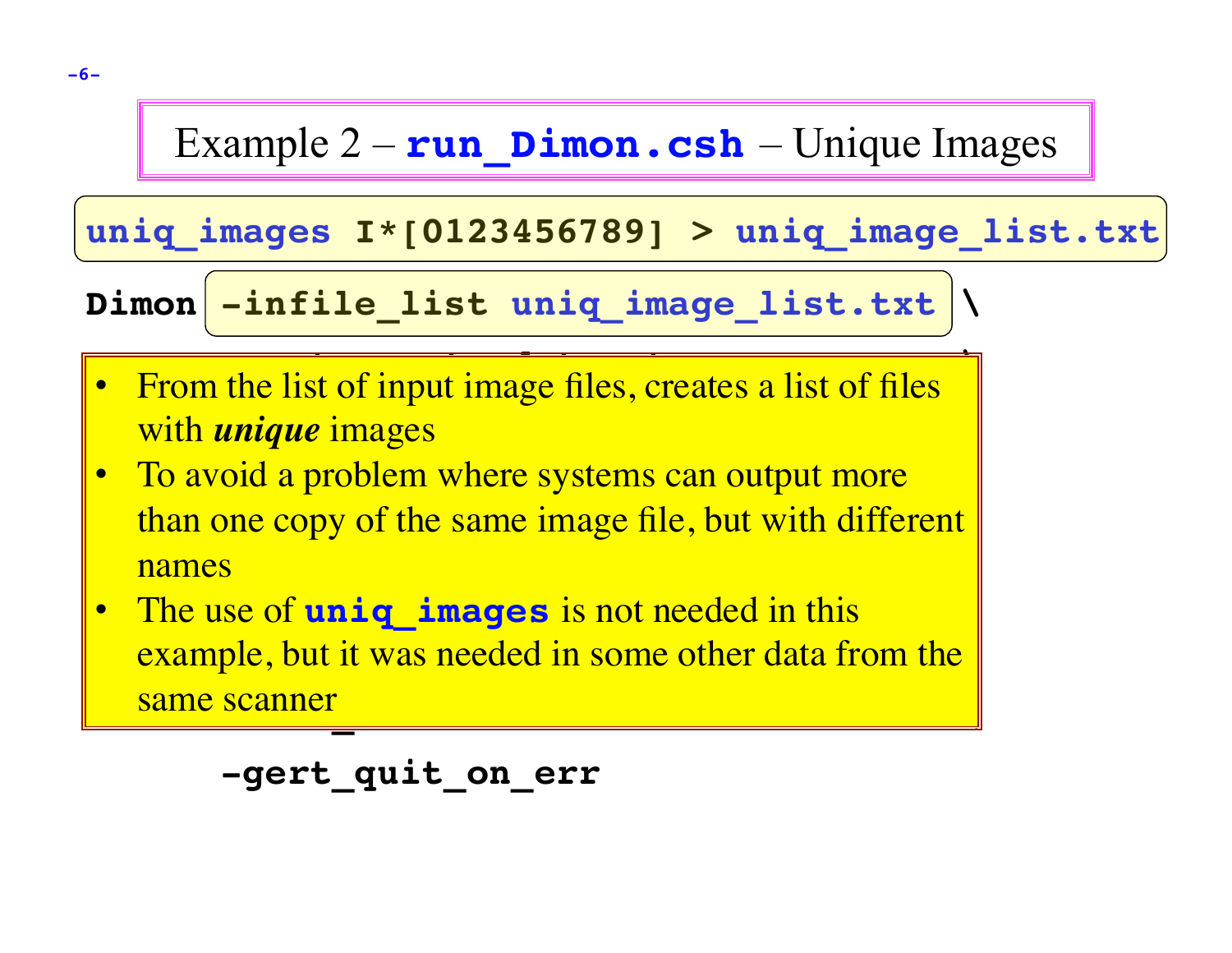# Example 2 – run_Dimon.csh – Unique Images

```
uniq_images I*[0123456789] > uniq_image_list.txt
Dimon -infile_list uniq_image_list.txt \
```

- From the list of input image files, creates a list of files with ***unique*** images
- To avoid a problem where systems can output more than one copy of the same image file, but with different names
- The use of **uniq_images** is not needed in this example, but it was needed in some other data from the same scanner

```
      -gert_quit_on_err
```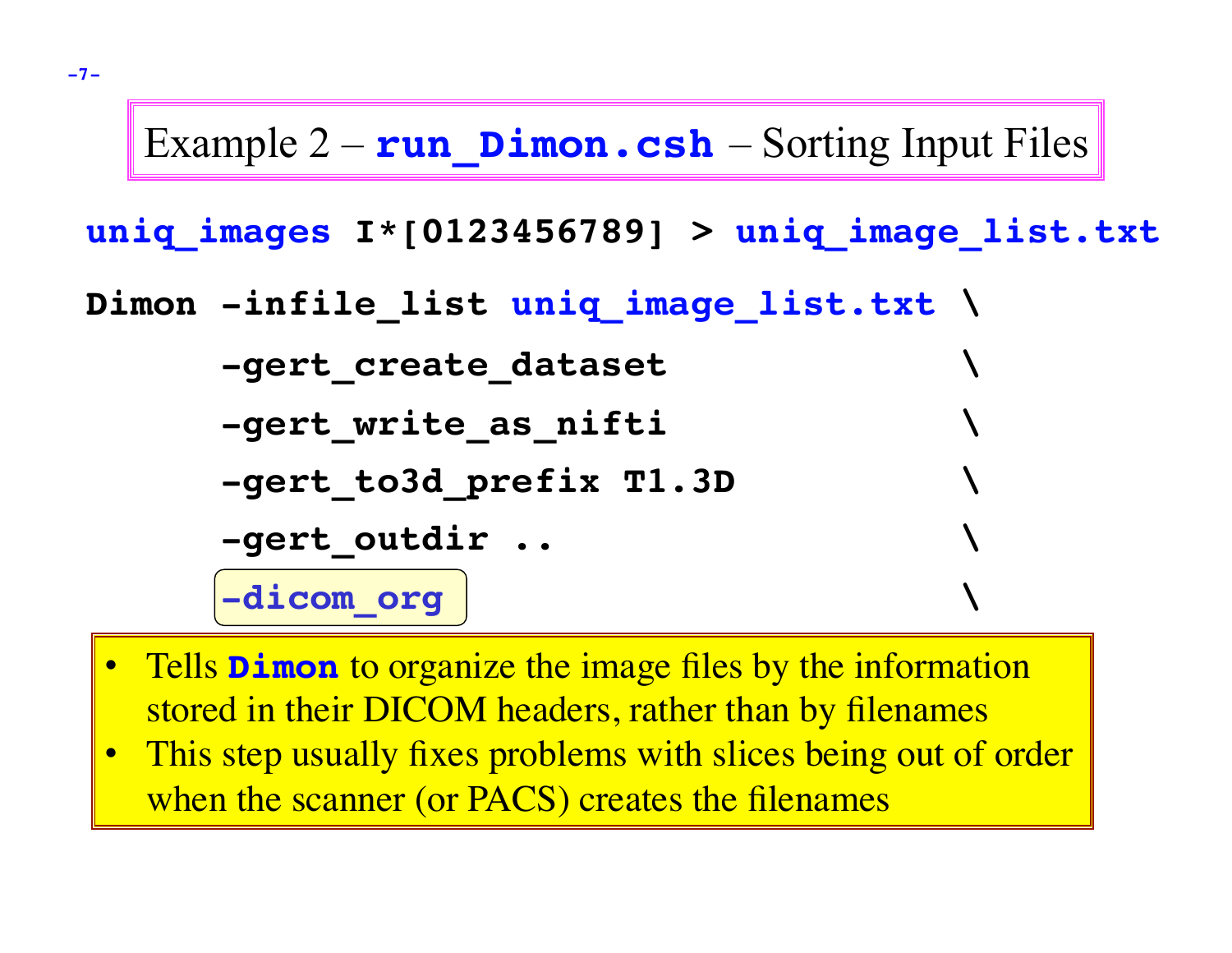# Example 2 – run_Dimon.csh – Sorting Input Files

```
uniq_images I*[0123456789] > uniq_image_list.txt

Dimon -infile_list uniq_image_list.txt \
      -gert_create_dataset             \
      -gert_write_as_nifti             \
      -gert_to3d_prefix T1.3D          \
      -gert_outdir ..                  \
      -dicom_org                       \
```

- Tells **Dimon** to organize the image files by the information stored in their DICOM headers, rather than by filenames
- This step usually fixes problems with slices being out of order when the scanner (or PACS) creates the filenames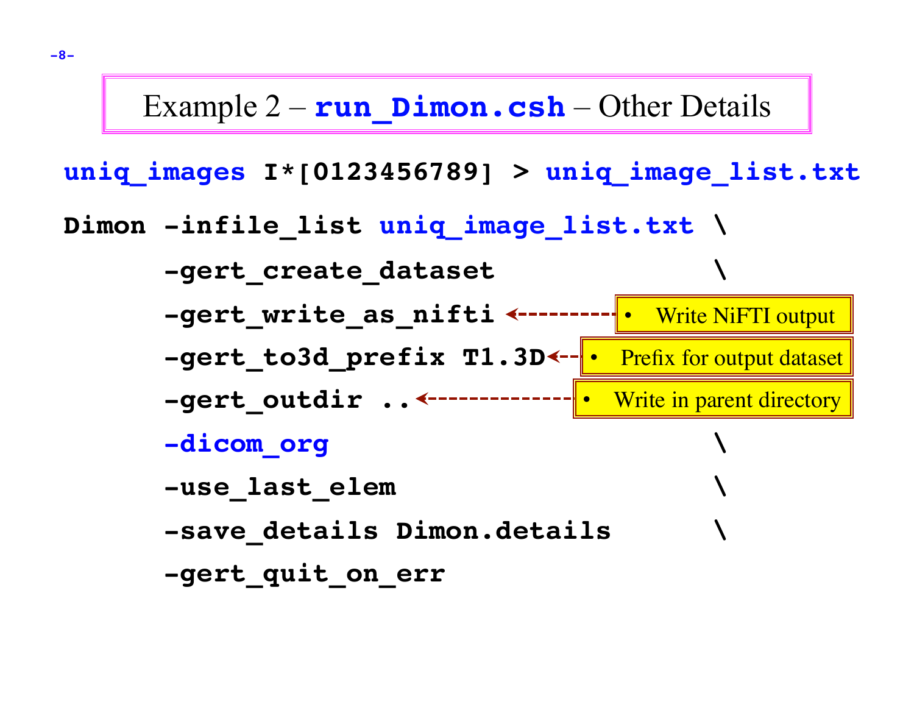# Example 2 – run_Dimon.csh – Other Details

```
uniq_images I*[0123456789] > uniq_image_list.txt

Dimon -infile_list uniq_image_list.txt \
      -gert_create_dataset             \
      -gert_write_as_nifti
      -gert_to3d_prefix T1.3D
      -gert_outdir ..
      -dicom_org                       \
      -use_last_elem                   \
      -save_details Dimon.details      \
      -gert_quit_on_err
```

- Write NiFTI output
- Prefix for output dataset
- Write in parent directory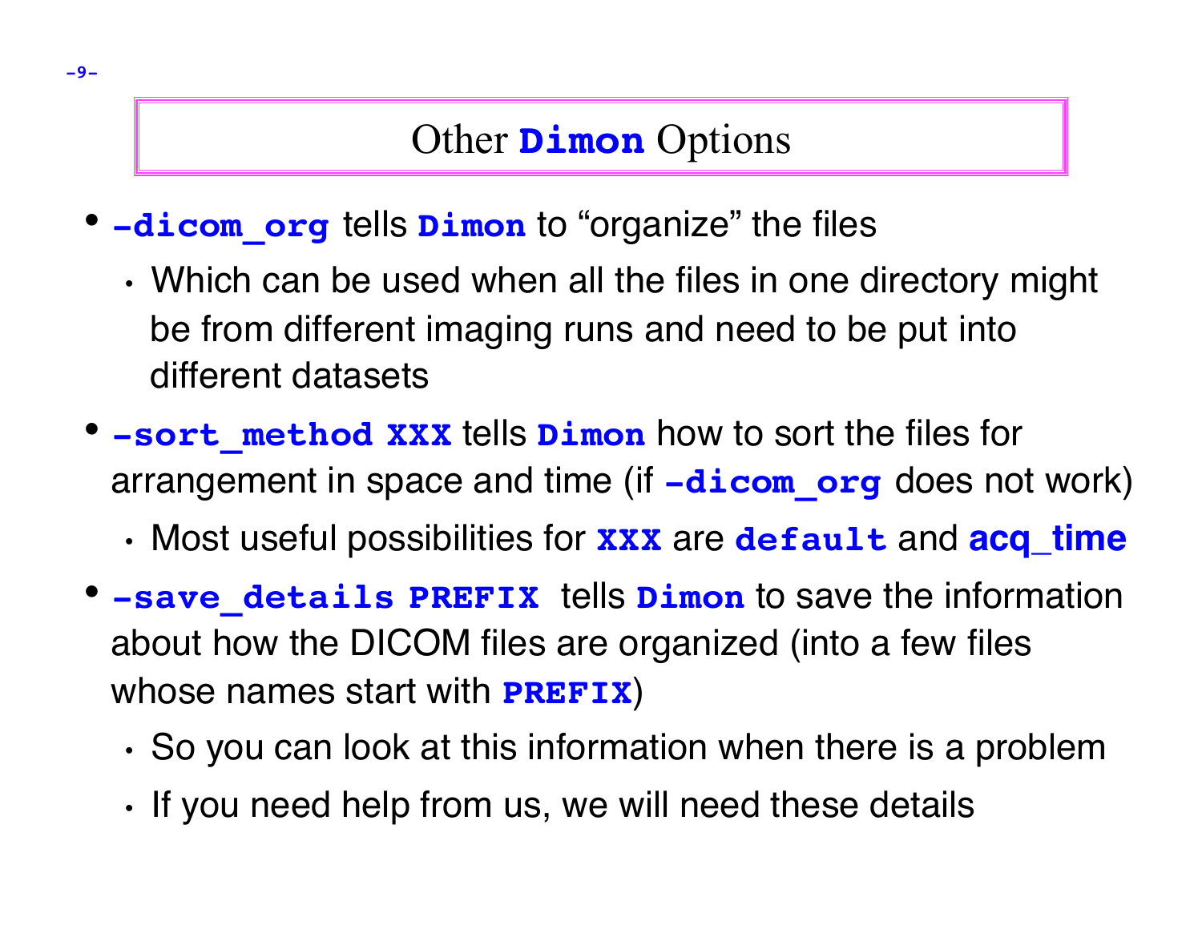# Other **Dimon** Options

- **`-dicom_org`** tells **`Dimon`** to "organize" the files
  - Which can be used when all the files in one directory might be from different imaging runs and need to be put into different datasets
- **`-sort_method XXX`** tells **`Dimon`** how to sort the files for arrangement in space and time (if **`-dicom_org`** does not work)
  - Most useful possibilities for **`XXX`** are **`default`** and **`acq_time`**
- **`-save_details PREFIX`** tells **`Dimon`** to save the information about how the DICOM files are organized (into a few files whose names start with **`PREFIX`**)
  - So you can look at this information when there is a problem
  - If you need help from us, we will need these details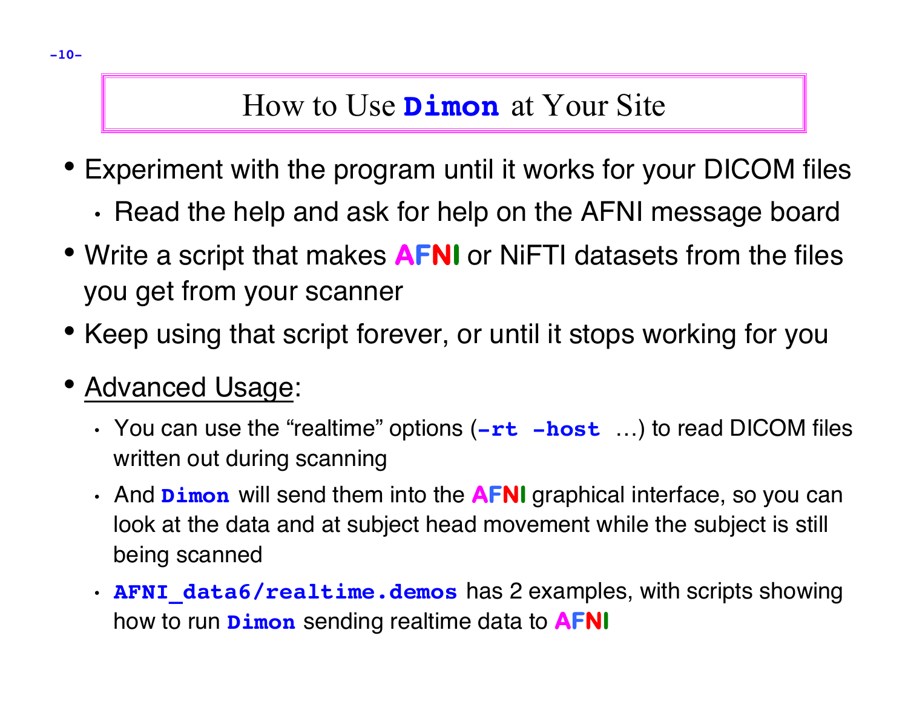# How to Use **`Dimon`** at Your Site

- Experiment with the program until it works for your DICOM files
  - Read the help and ask for help on the AFNI message board
- Write a script that makes **AFNI** or NiFTI datasets from the files you get from your scanner
- Keep using that script forever, or until it stops working for you
- Advanced Usage:
  - You can use the "realtime" options (**`-rt -host`** …) to read DICOM files written out during scanning
  - And **`Dimon`** will send them into the **AFNI** graphical interface, so you can look at the data and at subject head movement while the subject is still being scanned
  - **`AFNI_data6/realtime.demos`** has 2 examples, with scripts showing how to run **`Dimon`** sending realtime data to **AFNI**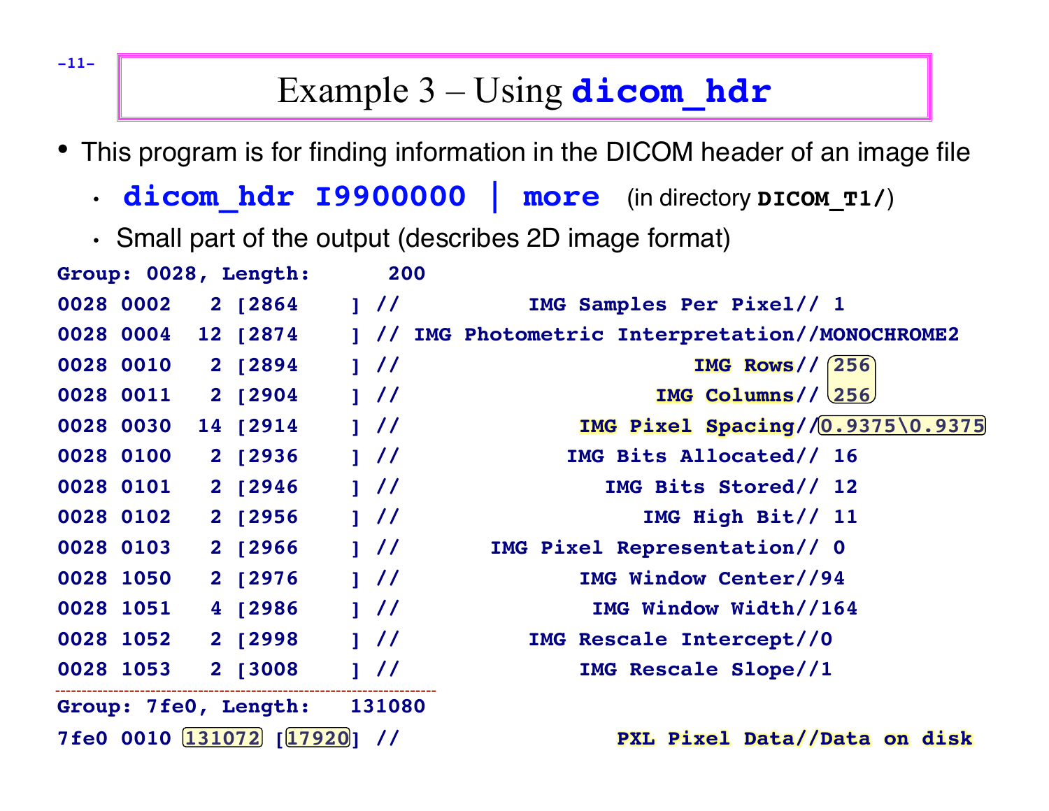# Example 3 – Using `dicom_hdr`

- This program is for finding information in the DICOM header of an image file
  - **`dicom_hdr I9900000 | more`** (in directory **`DICOM_T1/`**)
  - Small part of the output (describes 2D image format)

```
Group: 0028, Length:      200
0028 0002   2 [2864    ] //           IMG Samples Per Pixel// 1
0028 0004  12 [2874    ] // IMG Photometric Interpretation//MONOCHROME2
0028 0010   2 [2894    ] //                        IMG Rows// 256
0028 0011   2 [2904    ] //                     IMG Columns// 256
0028 0030  14 [2914    ] //               IMG Pixel Spacing//0.9375\0.9375
0028 0100   2 [2936    ] //              IMG Bits Allocated// 16
0028 0101   2 [2946    ] //                 IMG Bits Stored// 12
0028 0102   2 [2956    ] //                    IMG High Bit// 11
0028 0103   2 [2966    ] //        IMG Pixel Representation// 0
0028 1050   2 [2976    ] //               IMG Window Center//94
0028 1051   4 [2986    ] //                IMG Window Width//164
0028 1052   2 [2998    ] //            IMG Rescale Intercept//0
0028 1053   2 [3008    ] //               IMG Rescale Slope//1
-----------------------------------------------------------------
Group: 7fe0, Length:   131080
7fe0 0010 131072 [17920] //                  PXL Pixel Data//Data on disk
```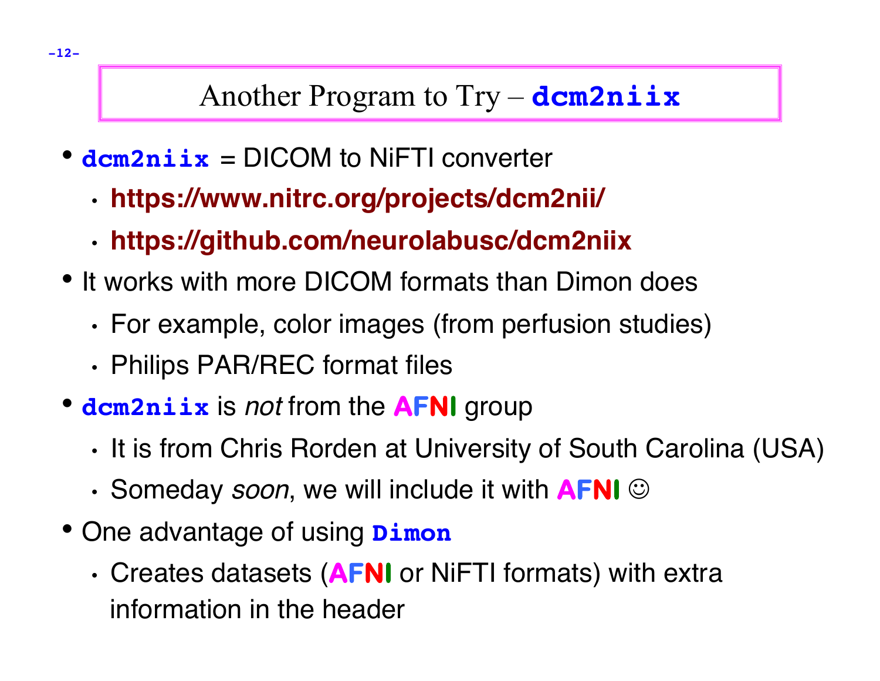# Another Program to Try – `dcm2niix`

- `dcm2niix` = DICOM to NiFTI converter
  - **https://www.nitrc.org/projects/dcm2nii/**
  - **https://github.com/neurolabusc/dcm2niix**
- It works with more DICOM formats than Dimon does
  - For example, color images (from perfusion studies)
  - Philips PAR/REC format files
- `dcm2niix` is *not* from the **AFNI** group
  - It is from Chris Rorden at University of South Carolina (USA)
  - Someday *soon*, we will include it with **AFNI** ☺
- One advantage of using `Dimon`
  - Creates datasets (**AFNI** or NiFTI formats) with extra information in the header